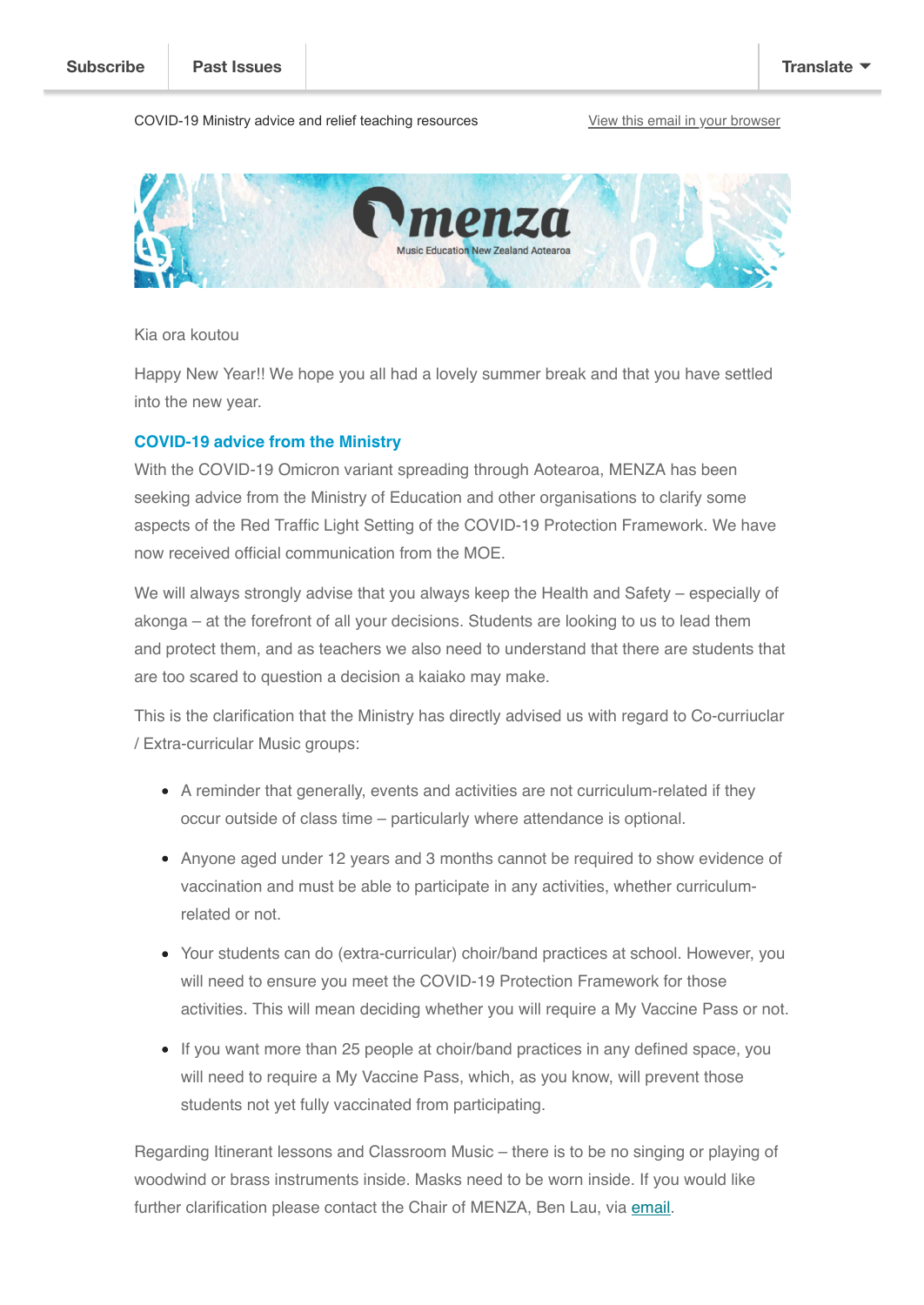Subscribe | Past Issues | Translate

COVID-19 Ministry advice and relief teaching resources

View this email in your browser

Kia ora koutou

Happy New Year!! We hope you all had a lovely summer break and that you have settled into the new year.

### COVID-19 advice from the Ministry

With the COVID-19 Omicron variant spreading through Aotearoa, MENZA has been seeking advice from the Ministry of Education and other organisations to clarify some aspects of the Red Traffic Light Setting of the COVID-19 Protection Framework. We have now received official communication from the MOE.

We will always strongly advise that you always keep the Health and Safety – especially of akonga – at the forefront of all your decisions. Students are looking to us to lead them and protect them, and as teachers we also need to understand that there are students that are too scared to question a decision a kaiako may make.

This is the clarification that the Ministry has directly advised us with regard to Co-curriuclar / Extra-curricular Music groups:

- A reminder that generally, events and activities are not curriculum-related if they occur outside of class time – particularly where attendance is optional.
- Anyone aged under 12 years and 3 months cannot be required to show evidence of vaccination and must be able to participate in any activities, whether curriculum-related or not.
- Your students can do (extra-curricular) choir/band practices at school. However, you will need to ensure you meet the COVID-19 Protection Framework for those activities. This will mean deciding whether you will require a My Vaccine Pass or not.
- If you want more than 25 people at choir/band practices in any defined space, you will need to require a My Vaccine Pass, which, as you know, will prevent those students not yet fully vaccinated from participating.

Regarding Itinerant lessons and Classroom Music – there is to be no singing or playing of woodwind or brass instruments inside. Masks need to be worn inside. If you would like further clarification please contact the Chair of MENZA, Ben Lau, via email.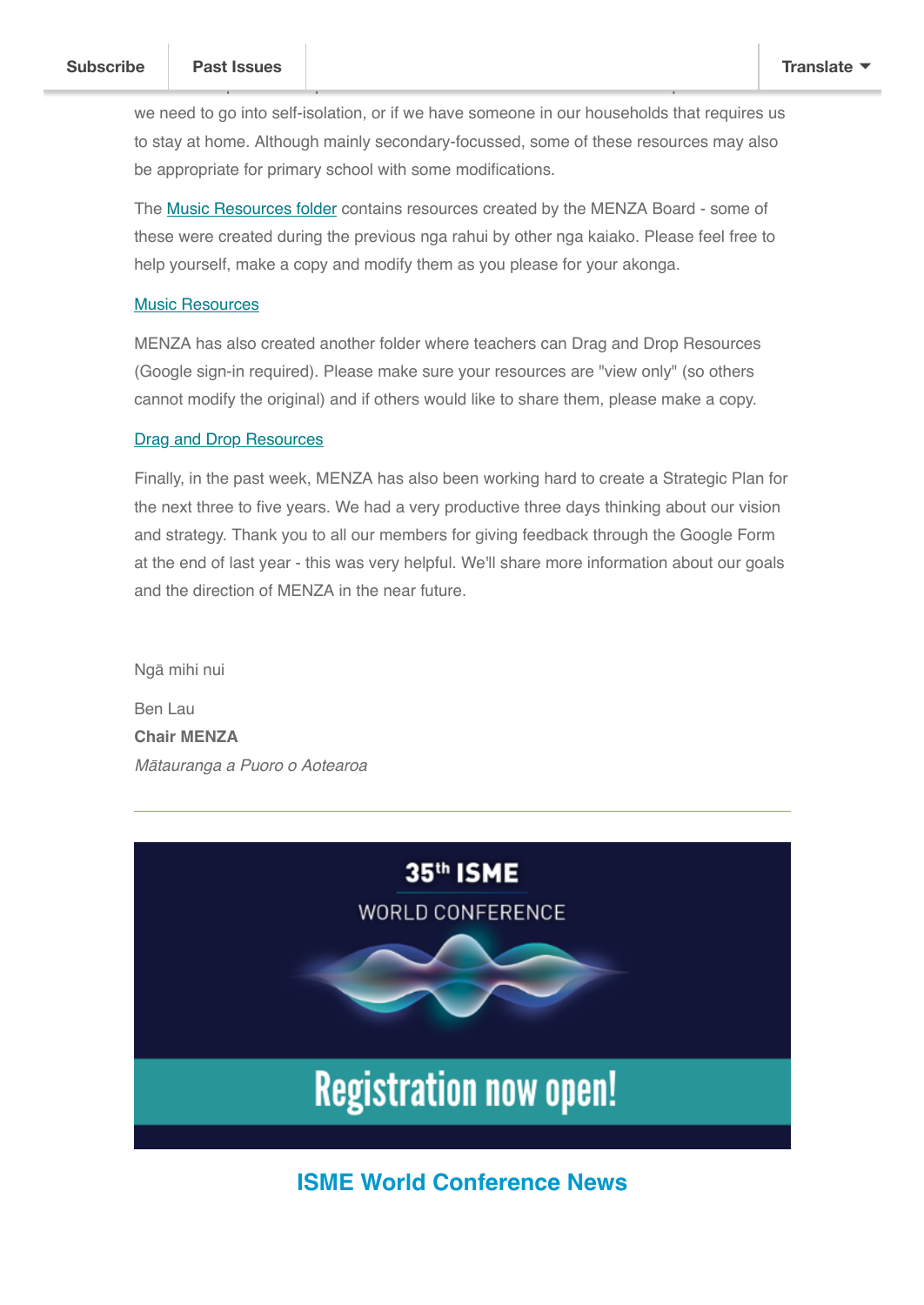we need to go into self-isolation, or if we have someone in our households that requires us to stay at home. Although mainly secondary-focussed, some of these resources may also be appropriate for primary school with some modifications.

The Music Resources folder contains resources created by the MENZA Board - some of these were created during the previous nga rahui by other nga kaiako. Please feel free to help yourself, make a copy and modify them as you please for your akonga.

Music Resources

MENZA has also created another folder where teachers can Drag and Drop Resources (Google sign-in required). Please make sure your resources are "view only" (so others cannot modify the original) and if others would like to share them, please make a copy.

Drag and Drop Resources

Finally, in the past week, MENZA has also been working hard to create a Strategic Plan for the next three to five years. We had a very productive three days thinking about our vision and strategy. Thank you to all our members for giving feedback through the Google Form at the end of last year - this was very helpful. We'll share more information about our goals and the direction of MENZA in the near future.

Ngā mihi nui

Ben Lau
**Chair MENZA**
*Mātauranga a Puoro o Aotearoa*

---

35th ISME WORLD CONFERENCE

Registration now open!

## ISME World Conference News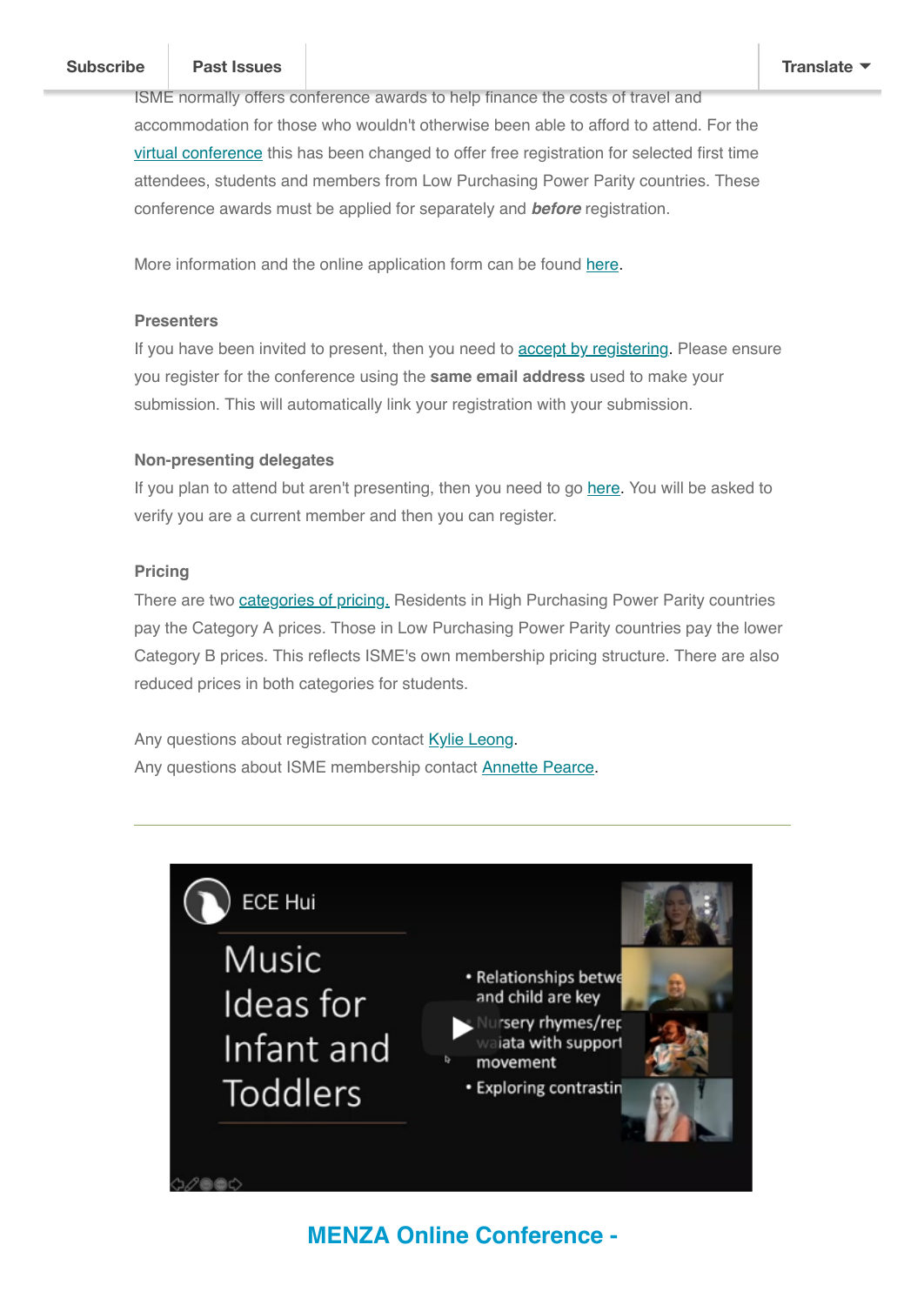ISME normally offers conference awards to help finance the costs of travel and accommodation for those who wouldn't otherwise been able to afford to attend. For the virtual conference this has been changed to offer free registration for selected first time attendees, students and members from Low Purchasing Power Parity countries. These conference awards must be applied for separately and ***before*** registration.

More information and the online application form can be found here.

**Presenters**

If you have been invited to present, then you need to accept by registering. Please ensure you register for the conference using the **same email address** used to make your submission. This will automatically link your registration with your submission.

**Non-presenting delegates**

If you plan to attend but aren't presenting, then you need to go here. You will be asked to verify you are a current member and then you can register.

**Pricing**

There are two categories of pricing. Residents in High Purchasing Power Parity countries pay the Category A prices. Those in Low Purchasing Power Parity countries pay the lower Category B prices. This reflects ISME's own membership pricing structure. There are also reduced prices in both categories for students.

Any questions about registration contact Kylie Leong.
Any questions about ISME membership contact Annette Pearce.

---

## MENZA Online Conference -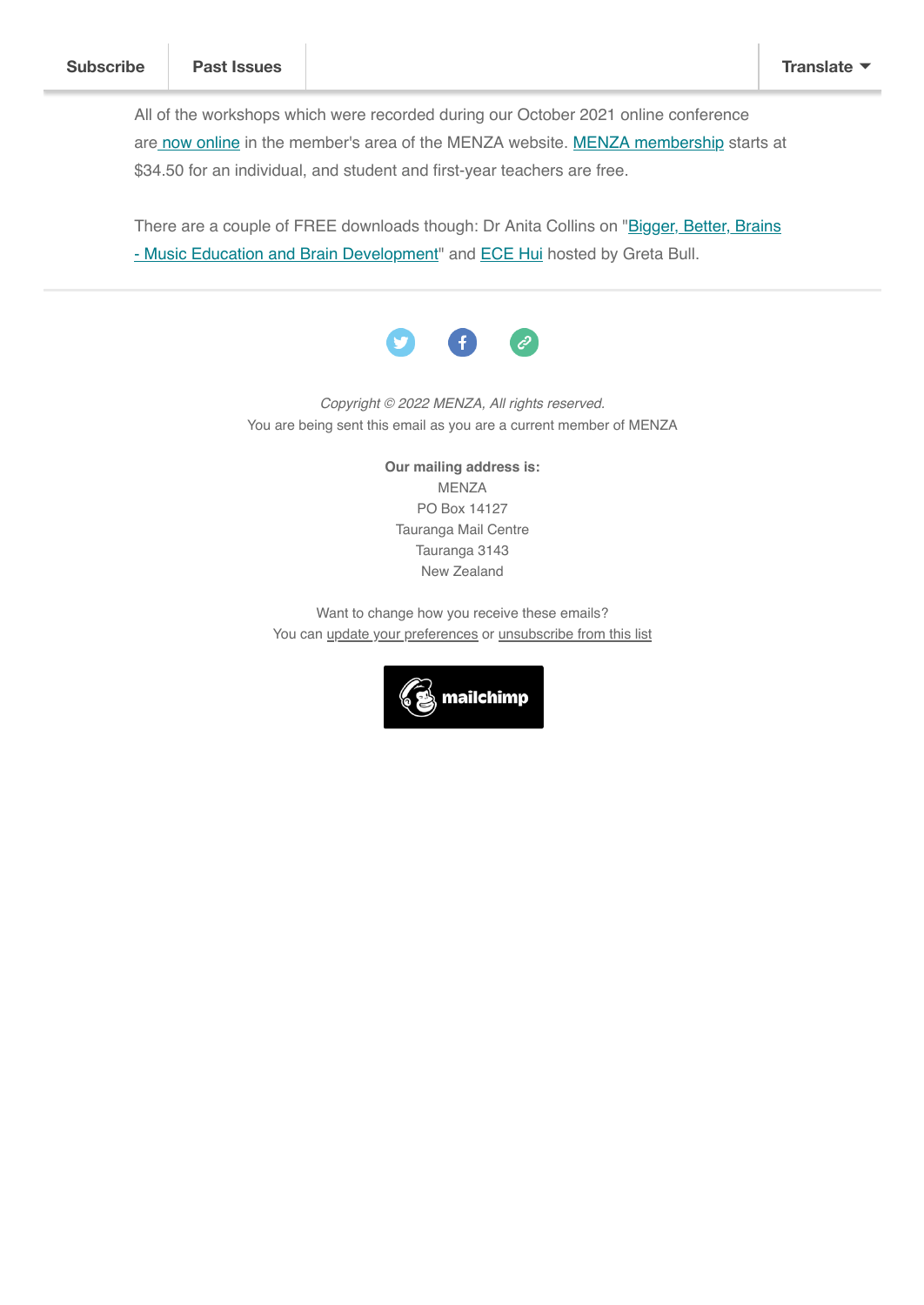Subscribe | Past Issues | Translate

All of the workshops which were recorded during our October 2021 online conference are now online in the member's area of the MENZA website. MENZA membership starts at $34.50 for an individual, and student and first-year teachers are free.

There are a couple of FREE downloads though: Dr Anita Collins on "Bigger, Better, Brains - Music Education and Brain Development" and ECE Hui hosted by Greta Bull.

---

*Copyright © 2022 MENZA, All rights reserved.*
You are being sent this email as you are a current member of MENZA

**Our mailing address is:**
MENZA
PO Box 14127
Tauranga Mail Centre
Tauranga 3143
New Zealand

Want to change how you receive these emails?
You can update your preferences or unsubscribe from this list

mailchimp